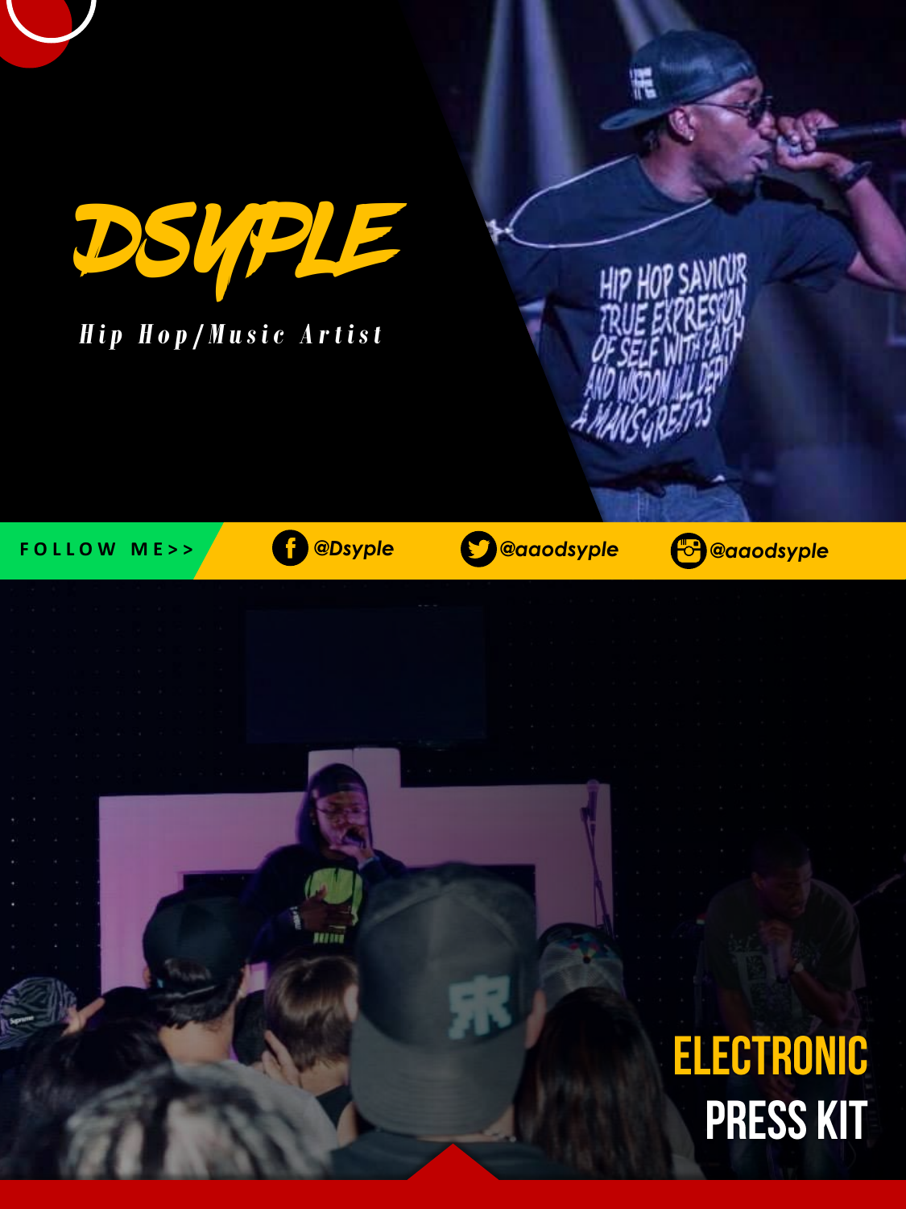# DSYPLE

*Hip Hop/Music Artist*

FOLLOW ME>> @Dsyple @aaodsyple @aaodsyple

## ELECTRONIC PRESS KIT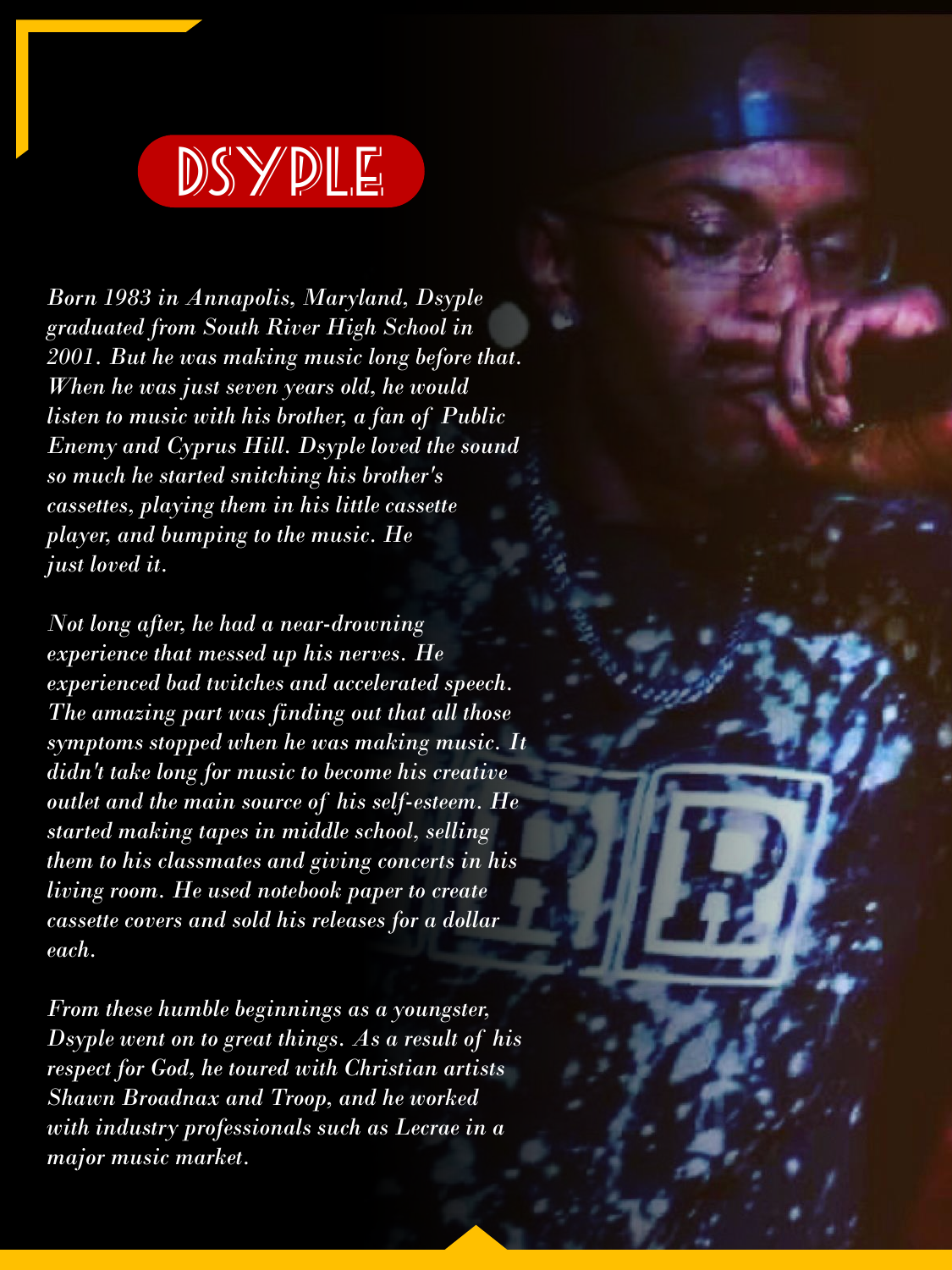# DSYPLE

*Born 1983 in Annapolis, Maryland, Dsyple graduated from South River High School in 2001. But he was making music long before that. When he was just seven years old, he would listen to music with his brother, a fan of Public Enemy and Cyprus Hill. Dsyple loved the sound so much he started snitching his brother's cassettes, playing them in his little cassette player, and bumping to the music. He just loved it.*

*Not long after, he had a near-drowning experience that messed up his nerves. He experienced bad twitches and accelerated speech. The amazing part was finding out that all those symptoms stopped when he was making music. It didn't take long for music to become his creative outlet and the main source of his self-esteem. He started making tapes in middle school, selling them to his classmates and giving concerts in his living room. He used notebook paper to create cassette covers and sold his releases for a dollar each.*

*From these humble beginnings as a youngster, Dsyple went on to great things. As a result of his respect for God, he toured with Christian artists Shawn Broadnax and Troop, and he worked with industry professionals such as Lecrae in a major music market.*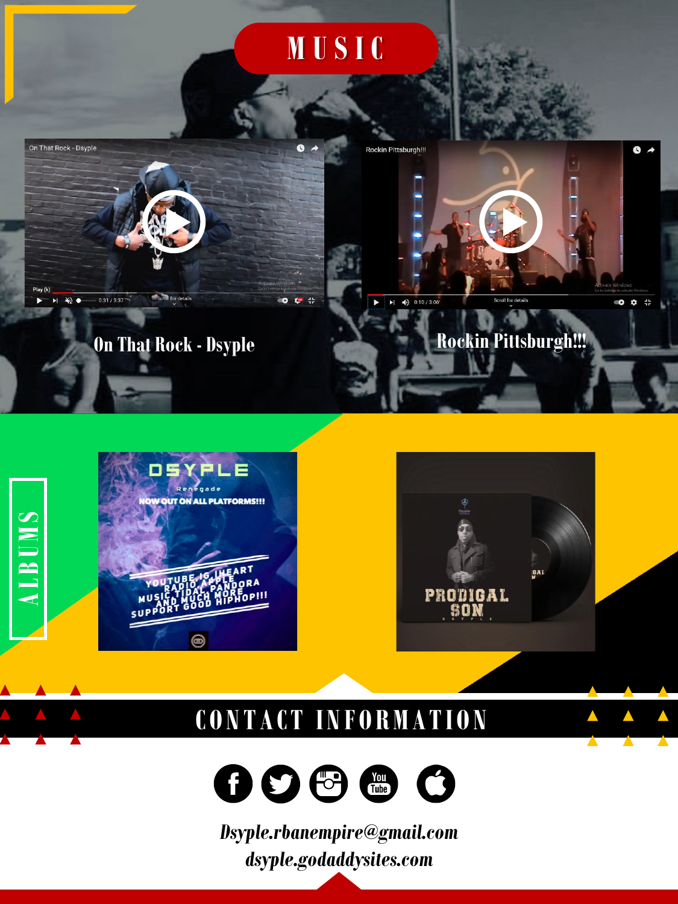# MUSIC

On That Rock - Dsyple

Rockin Pittsburgh!!!

## ALBUMS

# CONTACT INFORMATION

*Dsyple.rbanempire@gmail.com*

*dsyple.godaddysites.com*